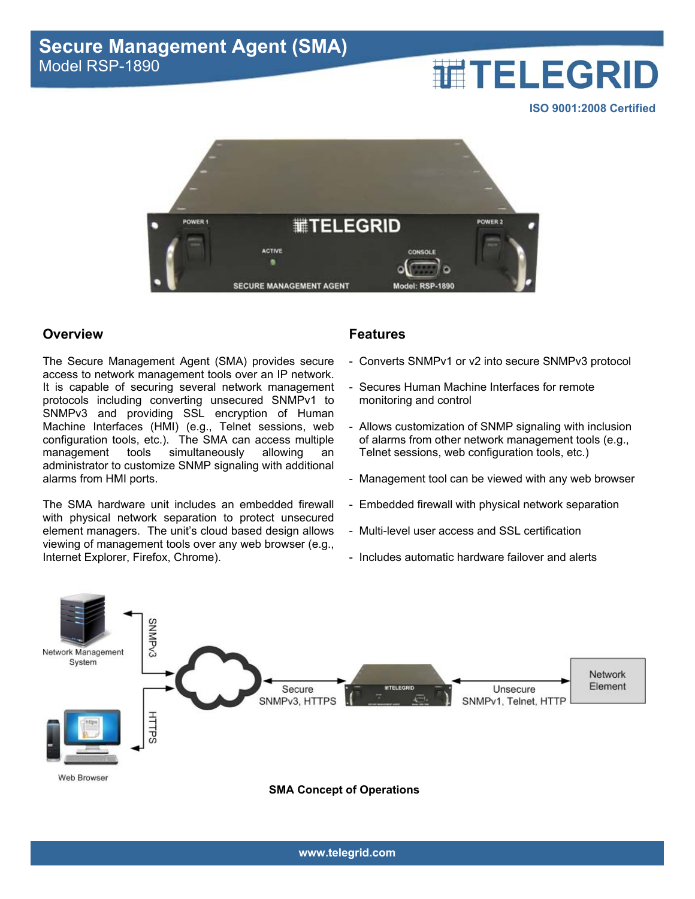# Secure Management Agent (SMA)

Model RSP-1890

TELEGRID

**ISO 9001:2008 Certified**

## Overview

The Secure Management Agent (SMA) provides secure access to network management tools over an IP network. It is capable of securing several network management protocols including converting unsecured SNMPv1 to SNMPv3 and providing SSL encryption of Human Machine Interfaces (HMI) (e.g., Telnet sessions, web configuration tools, etc.). The SMA can access multiple management tools simultaneously allowing an administrator to customize SNMP signaling with additional alarms from HMI ports.

The SMA hardware unit includes an embedded firewall with physical network separation to protect unsecured element managers. The unit's cloud based design allows viewing of management tools over any web browser (e.g., Internet Explorer, Firefox, Chrome).

## Features

- Converts SNMPv1 or v2 into secure SNMPv3 protocol
- Secures Human Machine Interfaces for remote monitoring and control
- Allows customization of SNMP signaling with inclusion of alarms from other network management tools (e.g., Telnet sessions, web configuration tools, etc.)
- Management tool can be viewed with any web browser
- Embedded firewall with physical network separation
- Multi-level user access and SSL certification
- Includes automatic hardware failover and alerts

Network Management System — SNMPv3

Web Browser — HTTPS

Secure SNMPv3, HTTPS

Unsecure SNMPv1, Telnet, HTTP

Network Element

**SMA Concept of Operations**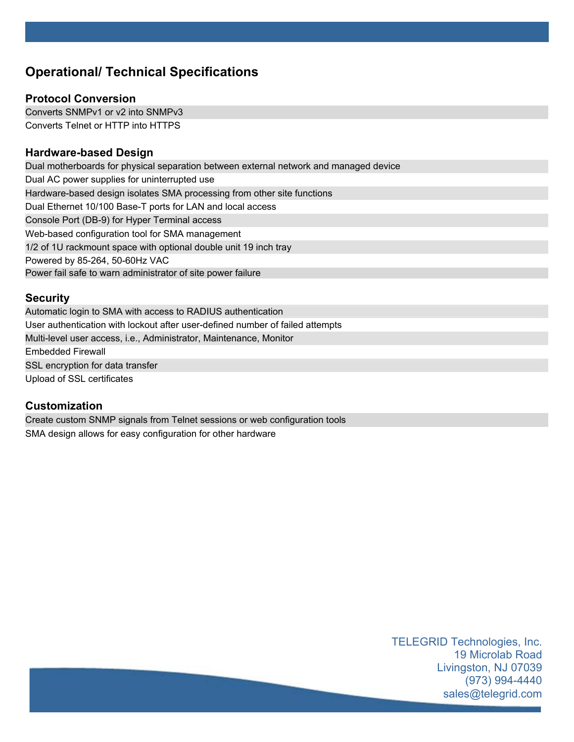# Operational/ Technical Specifications

## Protocol Conversion

Converts SNMPv1 or v2 into SNMPv3

Converts Telnet or HTTP into HTTPS

## Hardware-based Design

Dual motherboards for physical separation between external network and managed device

Dual AC power supplies for uninterrupted use

Hardware-based design isolates SMA processing from other site functions

Dual Ethernet 10/100 Base-T ports for LAN and local access

Console Port (DB-9) for Hyper Terminal access

Web-based configuration tool for SMA management

1/2 of 1U rackmount space with optional double unit 19 inch tray

Powered by 85-264, 50-60Hz VAC

Power fail safe to warn administrator of site power failure

## Security

Automatic login to SMA with access to RADIUS authentication

User authentication with lockout after user-defined number of failed attempts

Multi-level user access, i.e., Administrator, Maintenance, Monitor

Embedded Firewall

SSL encryption for data transfer

Upload of SSL certificates

## Customization

Create custom SNMP signals from Telnet sessions or web configuration tools

SMA design allows for easy configuration for other hardware

TELEGRID Technologies, Inc.
19 Microlab Road
Livingston, NJ 07039
(973) 994-4440
sales@telegrid.com